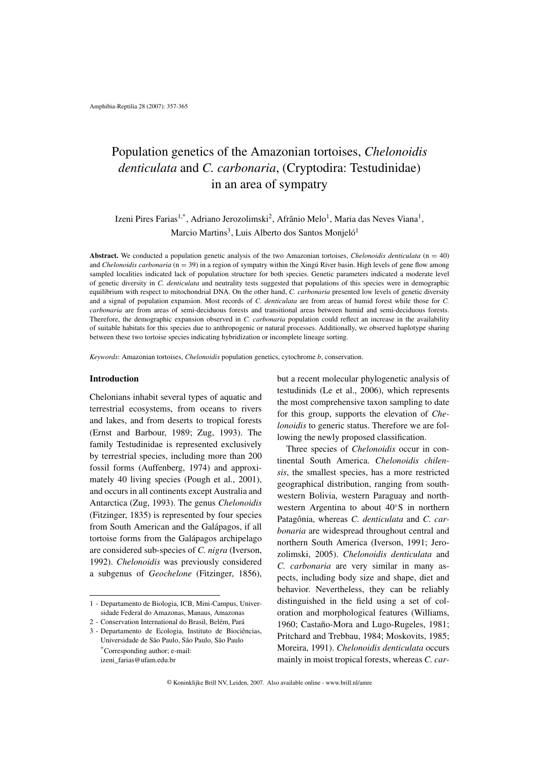# Population genetics of the Amazonian tortoises, *Chelonoidis denticulata* and *C. carbonaria*, (Cryptodira: Testudinidae) in an area of sympatry

Izeni Pires Farias[1,*], Adriano Jerozolimski[2], Afrânio Melo[1], Maria das Neves Viana[1], Marcio Martins[3], Luis Alberto dos Santos Monjeló[1]

**Abstract.** We conducted a population genetic analysis of the two Amazonian tortoises, *Chelonoidis denticulata* (n = 40) and *Chelonoidis carbonaria* (n = 39) in a region of sympatry within the Xingú River basin. High levels of gene flow among sampled localities indicated lack of population structure for both species. Genetic parameters indicated a moderate level of genetic diversity in *C. denticulata* and neutrality tests suggested that populations of this species were in demographic equilibrium with respect to mitochondrial DNA. On the other hand, *C. carbonaria* presented low levels of genetic diversity and a signal of population expansion. Most records of *C. denticulata* are from areas of humid forest while those for *C. carbonaria* are from areas of semi-deciduous forests and transitional areas between humid and semi-deciduous forests. Therefore, the demographic expansion observed in *C. carbonaria* population could reflect an increase in the availability of suitable habitats for this species due to anthropogenic or natural processes. Additionally, we observed haplotype sharing between these two tortoise species indicating hybridization or incomplete lineage sorting.

*Keywords*: Amazonian tortoises, *Chelonoidis* population genetics, cytochrome *b*, conservation.

## Introduction

Chelonians inhabit several types of aquatic and terrestrial ecosystems, from oceans to rivers and lakes, and from deserts to tropical forests (Ernst and Barbour, 1989; Zug, 1993). The family Testudinidae is represented exclusively by terrestrial species, including more than 200 fossil forms (Auffenberg, 1974) and approximately 40 living species (Pough et al., 2001), and occurs in all continents except Australia and Antarctica (Zug, 1993). The genus *Chelonoidis* (Fitzinger, 1835) is represented by four species from South American and the Galápagos, if all tortoise forms from the Galápagos archipelago are considered sub-species of *C. nigra* (Iverson, 1992). *Chelonoidis* was previously considered a subgenus of *Geochelone* (Fitzinger, 1856), but a recent molecular phylogenetic analysis of testudinids (Le et al., 2006), which represents the most comprehensive taxon sampling to date for this group, supports the elevation of *Chelonoidis* to generic status. Therefore we are following the newly proposed classification.

Three species of *Chelonoidis* occur in continental South America. *Chelonoidis chilensis*, the smallest species, has a more restricted geographical distribution, ranging from southwestern Bolivia, western Paraguay and northwestern Argentina to about 40°S in northern Patagônia, whereas *C. denticulata* and *C. carbonaria* are widespread throughout central and northern South America (Iverson, 1991; Jerozolimski, 2005). *Chelonoidis denticulata* and *C. carbonaria* are very similar in many aspects, including body size and shape, diet and behavior. Nevertheless, they can be reliably distinguished in the field using a set of coloration and morphological features (Williams, 1960; Castaño-Mora and Lugo-Rugeles, 1981; Pritchard and Trebbau, 1984; Moskovits, 1985; Moreira, 1991). *Chelonoidis denticulata* occurs mainly in moist tropical forests, whereas *C. car-*

---

1 - Departamento de Biologia, ICB, Mini-Campus, Universidade Federal do Amazonas, Manaus, Amazonas

2 - Conservation International do Brasil, Belém, Pará

3 - Departamento de Ecologia, Instituto de Biociências, Universidade de São Paulo, São Paulo, São Paulo

*Corresponding author; e-mail: izeni_farias@ufam.edu.br

© Koninklijke Brill NV, Leiden, 2007. Also available online - www.brill.nl/amre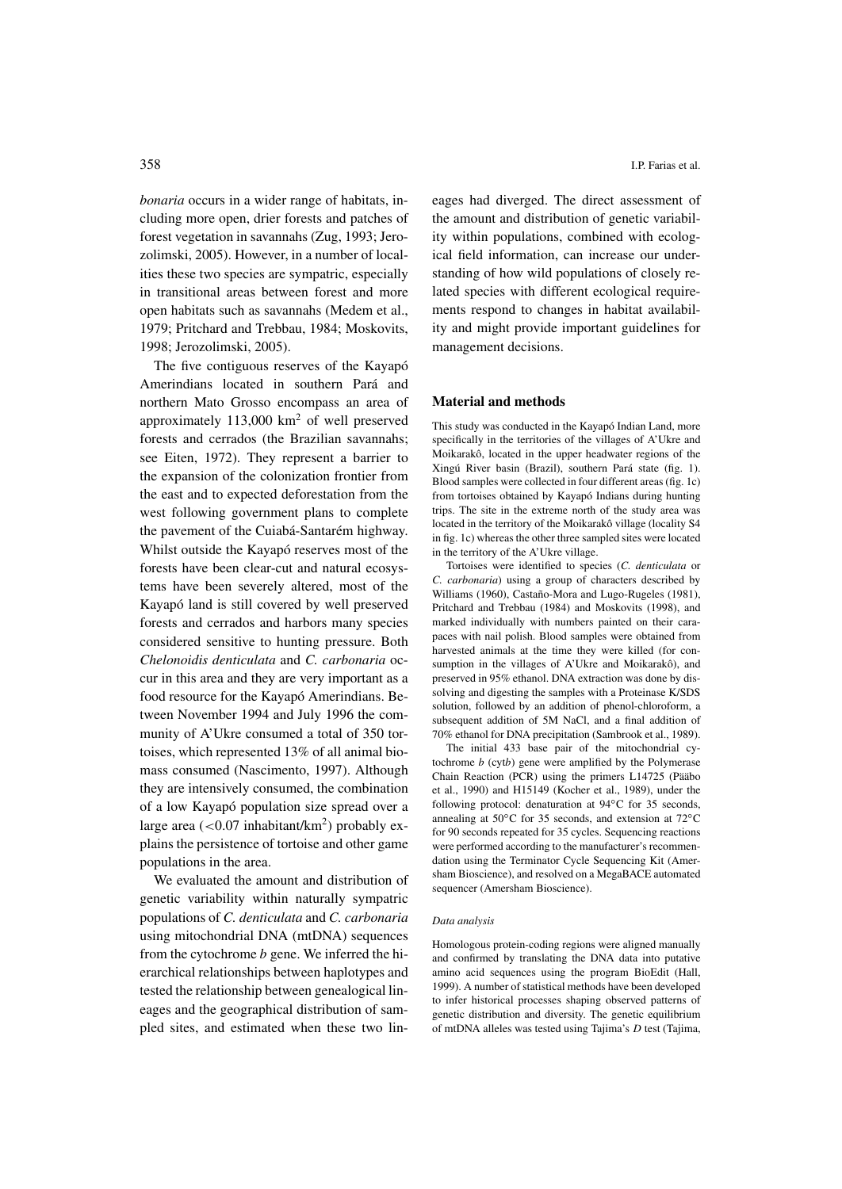*bonaria* occurs in a wider range of habitats, including more open, drier forests and patches of forest vegetation in savannahs (Zug, 1993; Jerozolimski, 2005). However, in a number of localities these two species are sympatric, especially in transitional areas between forest and more open habitats such as savannahs (Medem et al., 1979; Pritchard and Trebbau, 1984; Moskovits, 1998; Jerozolimski, 2005).

The five contiguous reserves of the Kayapó Amerindians located in southern Pará and northern Mato Grosso encompass an area of approximately 113,000 km$^2$ of well preserved forests and cerrados (the Brazilian savannahs; see Eiten, 1972). They represent a barrier to the expansion of the colonization frontier from the east and to expected deforestation from the west following government plans to complete the pavement of the Cuiabá-Santarém highway. Whilst outside the Kayapó reserves most of the forests have been clear-cut and natural ecosystems have been severely altered, most of the Kayapó land is still covered by well preserved forests and cerrados and harbors many species considered sensitive to hunting pressure. Both *Chelonoidis denticulata* and *C. carbonaria* occur in this area and they are very important as a food resource for the Kayapó Amerindians. Between November 1994 and July 1996 the community of A'Ukre consumed a total of 350 tortoises, which represented 13% of all animal biomass consumed (Nascimento, 1997). Although they are intensively consumed, the combination of a low Kayapó population size spread over a large area ($<0.07$ inhabitant/km$^2$) probably explains the persistence of tortoise and other game populations in the area.

We evaluated the amount and distribution of genetic variability within naturally sympatric populations of *C. denticulata* and *C. carbonaria* using mitochondrial DNA (mtDNA) sequences from the cytochrome *b* gene. We inferred the hierarchical relationships between haplotypes and tested the relationship between genealogical lineages and the geographical distribution of sampled sites, and estimated when these two lineages had diverged. The direct assessment of the amount and distribution of genetic variability within populations, combined with ecological field information, can increase our understanding of how wild populations of closely related species with different ecological requirements respond to changes in habitat availability and might provide important guidelines for management decisions.

## Material and methods

This study was conducted in the Kayapó Indian Land, more specifically in the territories of the villages of A'Ukre and Moikarakô, located in the upper headwater regions of the Xingú River basin (Brazil), southern Pará state (fig. 1). Blood samples were collected in four different areas (fig. 1c) from tortoises obtained by Kayapó Indians during hunting trips. The site in the extreme north of the study area was located in the territory of the Moikarakô village (locality S4 in fig. 1c) whereas the other three sampled sites were located in the territory of the A'Ukre village.

Tortoises were identified to species (*C. denticulata* or *C. carbonaria*) using a group of characters described by Williams (1960), Castaño-Mora and Lugo-Rugeles (1981), Pritchard and Trebbau (1984) and Moskovits (1998), and marked individually with numbers painted on their carapaces with nail polish. Blood samples were obtained from harvested animals at the time they were killed (for consumption in the villages of A'Ukre and Moikarakô), and preserved in 95% ethanol. DNA extraction was done by dissolving and digesting the samples with a Proteinase K/SDS solution, followed by an addition of phenol-chloroform, a subsequent addition of 5M NaCl, and a final addition of 70% ethanol for DNA precipitation (Sambrook et al., 1989).

The initial 433 base pair of the mitochondrial cytochrome *b* (cyt*b*) gene were amplified by the Polymerase Chain Reaction (PCR) using the primers L14725 (Pääbo et al., 1990) and H15149 (Kocher et al., 1989), under the following protocol: denaturation at 94°C for 35 seconds, annealing at 50°C for 35 seconds, and extension at 72°C for 90 seconds repeated for 35 cycles. Sequencing reactions were performed according to the manufacturer's recommendation using the Terminator Cycle Sequencing Kit (Amersham Bioscience), and resolved on a MegaBACE automated sequencer (Amersham Bioscience).

### *Data analysis*

Homologous protein-coding regions were aligned manually and confirmed by translating the DNA data into putative amino acid sequences using the program BioEdit (Hall, 1999). A number of statistical methods have been developed to infer historical processes shaping observed patterns of genetic distribution and diversity. The genetic equilibrium of mtDNA alleles was tested using Tajima's *D* test (Tajima,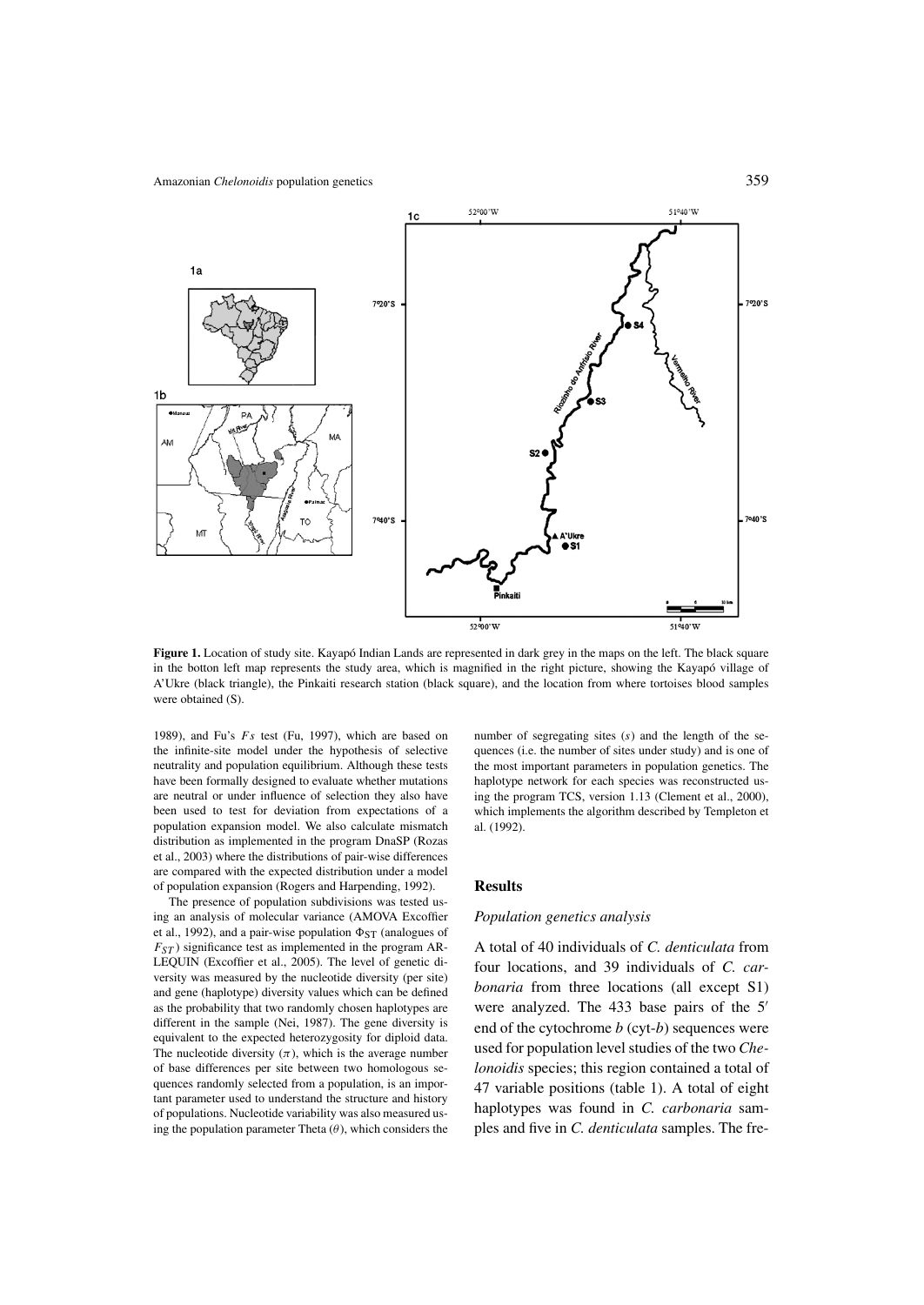**Figure 1.** Location of study site. Kayapó Indian Lands are represented in dark grey in the maps on the left. The black square in the botton left map represents the study area, which is magnified in the right picture, showing the Kayapó village of A'Ukre (black triangle), the Pinkaiti research station (black square), and the location from where tortoises blood samples were obtained (S).

1989), and Fu's $Fs$ test (Fu, 1997), which are based on the infinite-site model under the hypothesis of selective neutrality and population equilibrium. Although these tests have been formally designed to evaluate whether mutations are neutral or under influence of selection they also have been used to test for deviation from expectations of a population expansion model. We also calculate mismatch distribution as implemented in the program DnaSP (Rozas et al., 2003) where the distributions of pair-wise differences are compared with the expected distribution under a model of population expansion (Rogers and Harpending, 1992).

The presence of population subdivisions was tested using an analysis of molecular variance (AMOVA Excoffier et al., 1992), and a pair-wise population $\Phi_{ST}$ (analogues of $F_{ST}$) significance test as implemented in the program ARLEQUIN (Excoffier et al., 2005). The level of genetic diversity was measured by the nucleotide diversity (per site) and gene (haplotype) diversity values which can be defined as the probability that two randomly chosen haplotypes are different in the sample (Nei, 1987). The gene diversity is equivalent to the expected heterozygosity for diploid data. The nucleotide diversity ($\pi$), which is the average number of base differences per site between two homologous sequences randomly selected from a population, is an important parameter used to understand the structure and history of populations. Nucleotide variability was also measured using the population parameter Theta ($\theta$), which considers the number of segregating sites ($s$) and the length of the sequences (i.e. the number of sites under study) and is one of the most important parameters in population genetics. The haplotype network for each species was reconstructed using the program TCS, version 1.13 (Clement et al., 2000), which implements the algorithm described by Templeton et al. (1992).

## Results

### *Population genetics analysis*

A total of 40 individuals of *C. denticulata* from four locations, and 39 individuals of *C. carbonaria* from three locations (all except S1) were analyzed. The 433 base pairs of the 5′ end of the cytochrome *b* (cyt-*b*) sequences were used for population level studies of the two *Chelonoidis* species; this region contained a total of 47 variable positions (table 1). A total of eight haplotypes was found in *C. carbonaria* samples and five in *C. denticulata* samples. The fre-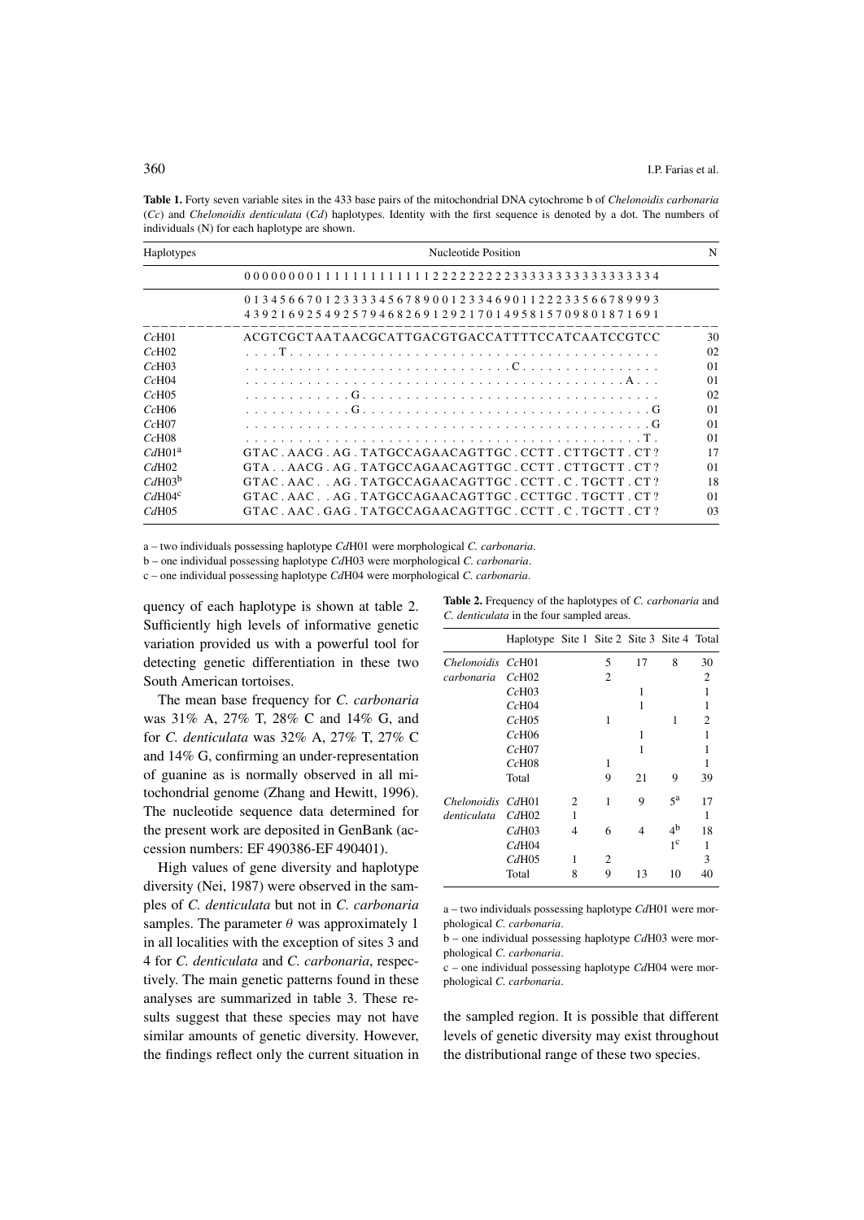**Table 1.** Forty seven variable sites in the 433 base pairs of the mitochondrial DNA cytochrome b of *Chelonoidis carbonaria* (*Cc*) and *Chelonoidis denticulata* (*Cd*) haplotypes. Identity with the first sequence is denoted by a dot. The numbers of individuals (N) for each haplotype are shown.

| Haplotypes | Nucleotide Position | N |
|---|---|---|
| | 0 0 0 0 0 0 0 0 1 1 1 1 1 1 1 1 1 1 1 1 1 2 2 2 2 2 2 2 2 2 2 3 3 3 3 3 3 3 3 3 3 3 3 3 3 3 4 | |
| | 0 1 3 4 5 6 6 7 0 1 2 3 3 3 3 4 5 6 7 8 9 0 0 1 2 3 3 4 6 9 0 1 1 2 2 2 3 3 5 6 6 7 8 9 9 9 3 | |
| | 4 3 9 2 1 6 9 2 5 4 9 2 5 7 9 4 6 8 2 6 9 1 2 9 2 1 7 0 1 4 9 5 8 1 5 7 0 9 8 0 1 8 7 1 6 9 1 | |
| *Cc*H01 | A C G T C G C T A A T A A C G C A T T G A C G T G A C C A T T T T C C A T C A A T C C G T C C | 30 |
| *Cc*H02 | . . . . T . . . . . . . . . . . . . . . . . . . . . . . . . . . . . . . . . . . . . . . . . . | 02 |
| *Cc*H03 | . . . . . . . . . . . . . . . . . . . . . . . . . . . . . . C . . . . . . . . . . . . . . . . | 01 |
| *Cc*H04 | . . . . . . . . . . . . . . . . . . . . . . . . . . . . . . . . . . . . . . . . . . A . . . . | 01 |
| *Cc*H05 | . . . . . . . . . . . . G . . . . . . . . . . . . . . . . . . . . . . . . . . . . . . . . . . | 02 |
| *Cc*H06 | . . . . . . . . . . . . G . . . . . . . . . . . . . . . . . . . . . . . . . . . . . . . . . G | 01 |
| *Cc*H07 | . . . . . . . . . . . . . . . . . . . . . . . . . . . . . . . . . . . . . . . . . . . . . . G | 01 |
| *Cc*H08 | . . . . . . . . . . . . . . . . . . . . . . . . . . . . . . . . . . . . . . . . . . . . . T . | 01 |
| *Cd*H01[a] | G T A C . A A C G . A G . T A T G C C A G A A C A G T T G C . C C T T . C T T G C T T . C T ? | 17 |
| *Cd*H02 | G T A . . A A C G . A G . T A T G C C A G A A C A G T T G C . C C T T . C T T G C T T . C T ? | 01 |
| *Cd*H03[b] | G T A C . A A C . . A G . T A T G C C A G A A C A G T T G C . C C T T . C . T G C T T . C T ? | 18 |
| *Cd*H04[c] | G T A C . A A C . . A G . T A T G C C A G A A C A G T T G C . C C T T G C . T G C T T . C T ? | 01 |
| *Cd*H05 | G T A C . A A C . G A G . T A T G C C A G A A C A G T T G C . C C T T . C . T G C T T . C T ? | 03 |

a – two individuals possessing haplotype *Cd*H01 were morphological *C. carbonaria*.
b – one individual possessing haplotype *Cd*H03 were morphological *C. carbonaria*.
c – one individual possessing haplotype *Cd*H04 were morphological *C. carbonaria*.

quency of each haplotype is shown at table 2. Sufficiently high levels of informative genetic variation provided us with a powerful tool for detecting genetic differentiation in these two South American tortoises.

The mean base frequency for *C. carbonaria* was 31% A, 27% T, 28% C and 14% G, and for *C. denticulata* was 32% A, 27% T, 27% C and 14% G, confirming an under-representation of guanine as is normally observed in all mitochondrial genome (Zhang and Hewitt, 1996). The nucleotide sequence data determined for the present work are deposited in GenBank (accession numbers: EF 490386-EF 490401).

High values of gene diversity and haplotype diversity (Nei, 1987) were observed in the samples of *C. denticulata* but not in *C. carbonaria* samples. The parameter $\theta$ was approximately 1 in all localities with the exception of sites 3 and 4 for *C. denticulata* and *C. carbonaria*, respectively. The main genetic patterns found in these analyses are summarized in table 3. These results suggest that these species may not have similar amounts of genetic diversity. However, the findings reflect only the current situation in the sampled region. It is possible that different levels of genetic diversity may exist throughout the distributional range of these two species.

**Table 2.** Frequency of the haplotypes of *C. carbonaria* and *C. denticulata* in the four sampled areas.

| | Haplotype | Site 1 | Site 2 | Site 3 | Site 4 | Total |
|---|---|---|---|---|---|---|
| *Chelonoidis carbonaria* | *Cc*H01 | | 5 | 17 | 8 | 30 |
| | *Cc*H02 | | 2 | | | 2 |
| | *Cc*H03 | | | 1 | | 1 |
| | *Cc*H04 | | | 1 | | 1 |
| | *Cc*H05 | | 1 | | 1 | 2 |
| | *Cc*H06 | | | 1 | | 1 |
| | *Cc*H07 | | | 1 | | 1 |
| | *Cc*H08 | | 1 | | | 1 |
| | Total | | 9 | 21 | 9 | 39 |
| *Chelonoidis denticulata* | *Cd*H01 | 2 | 1 | 9 | 5[a] | 17 |
| | *Cd*H02 | 1 | | | | 1 |
| | *Cd*H03 | 4 | 6 | 4 | 4[b] | 18 |
| | *Cd*H04 | | | | 1[c] | 1 |
| | *Cd*H05 | 1 | 2 | | | 3 |
| | Total | 8 | 9 | 13 | 10 | 40 |

a – two individuals possessing haplotype *Cd*H01 were morphological *C. carbonaria*.
b – one individual possessing haplotype *Cd*H03 were morphological *C. carbonaria*.
c – one individual possessing haplotype *Cd*H04 were morphological *C. carbonaria*.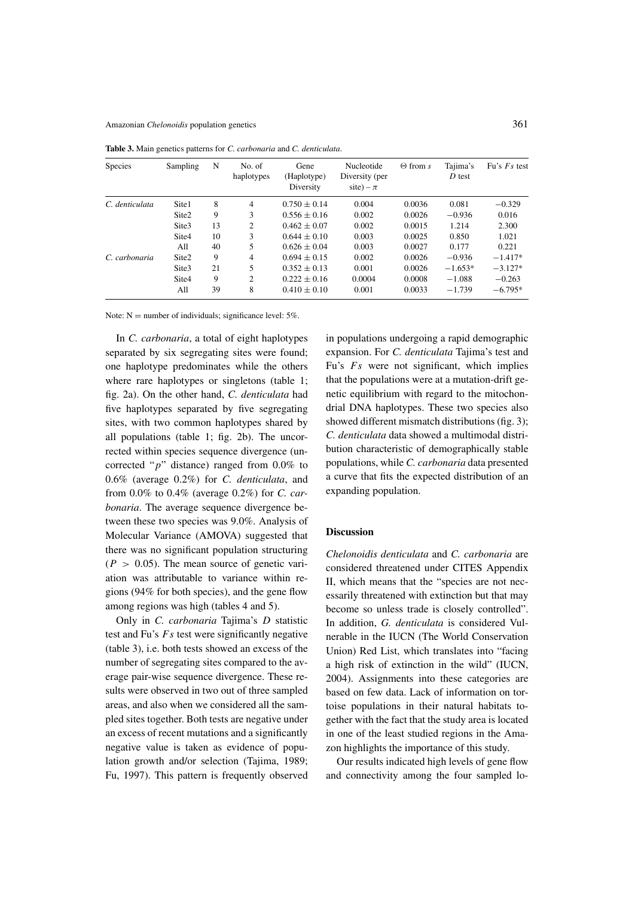**Table 3.** Main genetics patterns for *C. carbonaria* and *C. denticulata*.

| Species | Sampling | N | No. of haplotypes | Gene (Haplotype) Diversity | Nucleotide Diversity (per site) – $\pi$ | $\Theta$ from $s$ | Tajima's $D$ test | Fu's $Fs$ test |
|---|---|---|---|---|---|---|---|---|
| *C. denticulata* | Site1 | 8 | 4 | $0.750 \pm 0.14$ | 0.004 | 0.0036 | 0.081 | −0.329 |
| | Site2 | 9 | 3 | $0.556 \pm 0.16$ | 0.002 | 0.0026 | −0.936 | 0.016 |
| | Site3 | 13 | 2 | $0.462 \pm 0.07$ | 0.002 | 0.0015 | 1.214 | 2.300 |
| | Site4 | 10 | 3 | $0.644 \pm 0.10$ | 0.003 | 0.0025 | 0.850 | 1.021 |
| | All | 40 | 5 | $0.626 \pm 0.04$ | 0.003 | 0.0027 | 0.177 | 0.221 |
| *C. carbonaria* | Site2 | 9 | 4 | $0.694 \pm 0.15$ | 0.002 | 0.0026 | −0.936 | −1.417* |
| | Site3 | 21 | 5 | $0.352 \pm 0.13$ | 0.001 | 0.0026 | −1.653* | −3.127* |
| | Site4 | 9 | 2 | $0.222 \pm 0.16$ | 0.0004 | 0.0008 | −1.088 | −0.263 |
| | All | 39 | 8 | $0.410 \pm 0.10$ | 0.001 | 0.0033 | −1.739 | −6.795* |

Note: N = number of individuals; significance level: 5%.

In *C. carbonaria*, a total of eight haplotypes separated by six segregating sites were found; one haplotype predominates while the others where rare haplotypes or singletons (table 1; fig. 2a). On the other hand, *C. denticulata* had five haplotypes separated by five segregating sites, with two common haplotypes shared by all populations (table 1; fig. 2b). The uncorrected within species sequence divergence (uncorrected "$p$" distance) ranged from 0.0% to 0.6% (average 0.2%) for *C. denticulata*, and from 0.0% to 0.4% (average 0.2%) for *C. carbonaria*. The average sequence divergence between these two species was 9.0%. Analysis of Molecular Variance (AMOVA) suggested that there was no significant population structuring ($P > 0.05$). The mean source of genetic variation was attributable to variance within regions (94% for both species), and the gene flow among regions was high (tables 4 and 5).

Only in *C. carbonaria* Tajima's $D$ statistic test and Fu's $Fs$ test were significantly negative (table 3), i.e. both tests showed an excess of the number of segregating sites compared to the average pair-wise sequence divergence. These results were observed in two out of three sampled areas, and also when we considered all the sampled sites together. Both tests are negative under an excess of recent mutations and a significantly negative value is taken as evidence of population growth and/or selection (Tajima, 1989; Fu, 1997). This pattern is frequently observed in populations undergoing a rapid demographic expansion. For *C. denticulata* Tajima's test and Fu's $Fs$ were not significant, which implies that the populations were at a mutation-drift genetic equilibrium with regard to the mitochondrial DNA haplotypes. These two species also showed different mismatch distributions (fig. 3); *C. denticulata* data showed a multimodal distribution characteristic of demographically stable populations, while *C. carbonaria* data presented a curve that fits the expected distribution of an expanding population.

## Discussion

*Chelonoidis denticulata* and *C. carbonaria* are considered threatened under CITES Appendix II, which means that the "species are not necessarily threatened with extinction but that may become so unless trade is closely controlled". In addition, *G. denticulata* is considered Vulnerable in the IUCN (The World Conservation Union) Red List, which translates into "facing a high risk of extinction in the wild" (IUCN, 2004). Assignments into these categories are based on few data. Lack of information on tortoise populations in their natural habitats together with the fact that the study area is located in one of the least studied regions in the Amazon highlights the importance of this study.

Our results indicated high levels of gene flow and connectivity among the four sampled lo-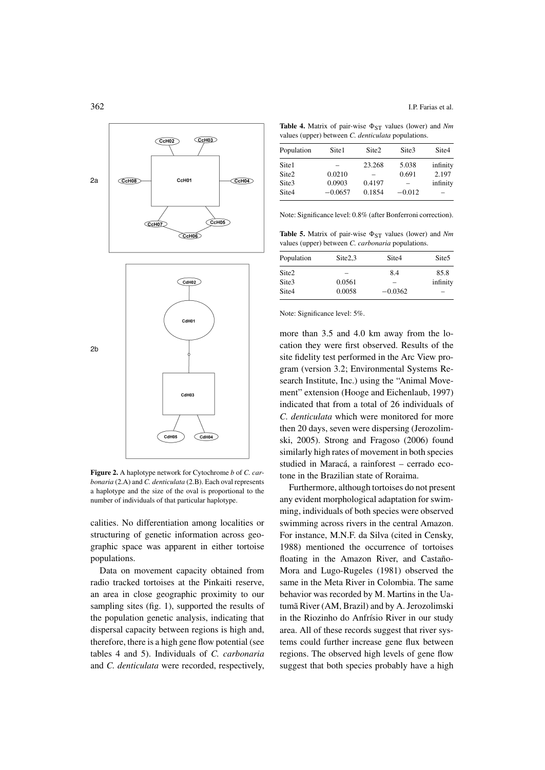**Figure 2.** A haplotype network for Cytochrome *b* of *C. carbonaria* (2.A) and *C. denticulata* (2.B). Each oval represents a haplotype and the size of the oval is proportional to the number of individuals of that particular haplotype.

calities. No differentiation among localities or structuring of genetic information across geographic space was apparent in either tortoise populations.

Data on movement capacity obtained from radio tracked tortoises at the Pinkaiti reserve, an area in close geographic proximity to our sampling sites (fig. 1), supported the results of the population genetic analysis, indicating that dispersal capacity between regions is high and, therefore, there is a high gene flow potential (see tables 4 and 5). Individuals of *C. carbonaria* and *C. denticulata* were recorded, respectively, more than 3.5 and 4.0 km away from the location they were first observed. Results of the site fidelity test performed in the Arc View program (version 3.2; Environmental Systems Research Institute, Inc.) using the "Animal Movement" extension (Hooge and Eichenlaub, 1997) indicated that from a total of 26 individuals of *C. denticulata* which were monitored for more then 20 days, seven were dispersing (Jerozolimski, 2005). Strong and Fragoso (2006) found similarly high rates of movement in both species studied in Maracá, a rainforest – cerrado ecotone in the Brazilian state of Roraima.

**Table 4.** Matrix of pair-wise $\Phi_{ST}$ values (lower) and *Nm* values (upper) between *C. denticulata* populations.

| Population | Site1 | Site2 | Site3 | Site4 |
|---|---|---|---|---|
| Site1 | – | 23.268 | 5.038 | infinity |
| Site2 | 0.0210 | – | 0.691 | 2.197 |
| Site3 | 0.0903 | 0.4197 | – | infinity |
| Site4 | −0.0657 | 0.1854 | −0.012 | – |

Note: Significance level: 0.8% (after Bonferroni correction).

**Table 5.** Matrix of pair-wise $\Phi_{ST}$ values (lower) and *Nm* values (upper) between *C. carbonaria* populations.

| Population | Site2,3 | Site4 | Site5 |
|---|---|---|---|
| Site2 | – | 8.4 | 85.8 |
| Site3 | 0.0561 | – | infinity |
| Site4 | 0.0058 | −0.0362 | – |

Note: Significance level: 5%.

Furthermore, although tortoises do not present any evident morphological adaptation for swimming, individuals of both species were observed swimming across rivers in the central Amazon. For instance, M.N.F. da Silva (cited in Censky, 1988) mentioned the occurrence of tortoises floating in the Amazon River, and Castaño-Mora and Lugo-Rugeles (1981) observed the same in the Meta River in Colombia. The same behavior was recorded by M. Martins in the Uatumã River (AM, Brazil) and by A. Jerozolimski in the Riozinho do Anfrísio River in our study area. All of these records suggest that river systems could further increase gene flux between regions. The observed high levels of gene flow suggest that both species probably have a high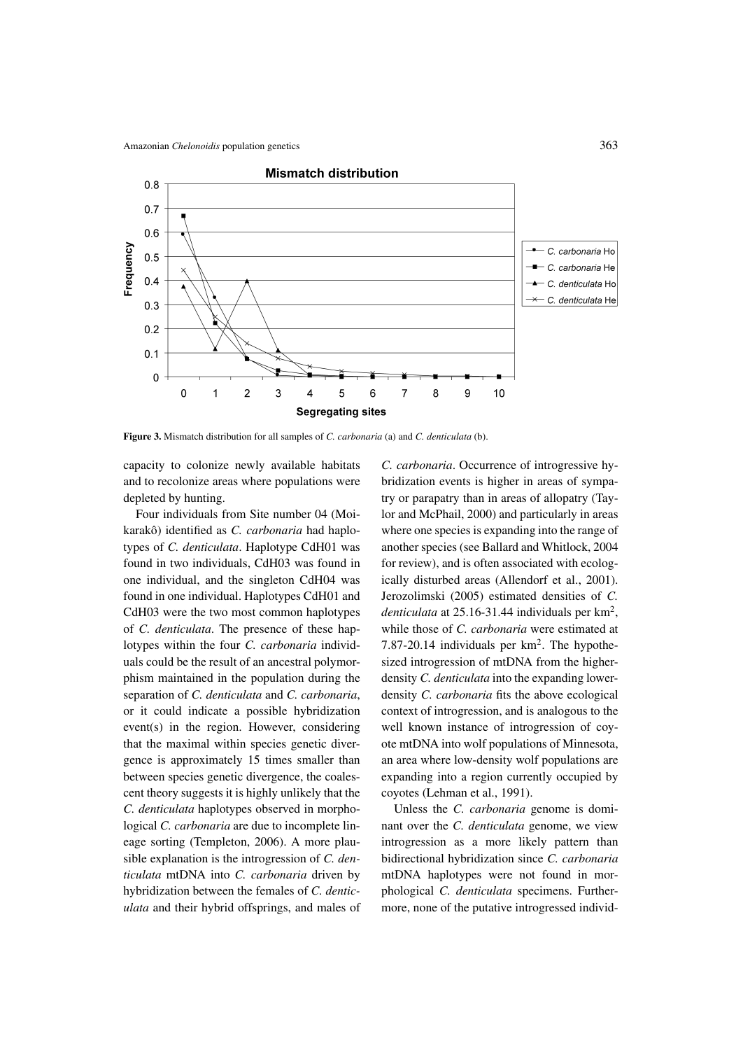**Figure 3.** Mismatch distribution for all samples of *C. carbonaria* (a) and *C. denticulata* (b).

capacity to colonize newly available habitats and to recolonize areas where populations were depleted by hunting.

Four individuals from Site number 04 (Moikarakô) identified as *C. carbonaria* had haplotypes of *C. denticulata*. Haplotype CdH01 was found in two individuals, CdH03 was found in one individual, and the singleton CdH04 was found in one individual. Haplotypes CdH01 and CdH03 were the two most common haplotypes of *C. denticulata*. The presence of these haplotypes within the four *C. carbonaria* individuals could be the result of an ancestral polymorphism maintained in the population during the separation of *C. denticulata* and *C. carbonaria*, or it could indicate a possible hybridization event(s) in the region. However, considering that the maximal within species genetic divergence is approximately 15 times smaller than between species genetic divergence, the coalescent theory suggests it is highly unlikely that the *C. denticulata* haplotypes observed in morphological *C. carbonaria* are due to incomplete lineage sorting (Templeton, 2006). A more plausible explanation is the introgression of *C. denticulata* mtDNA into *C. carbonaria* driven by hybridization between the females of *C. denticulata* and their hybrid offsprings, and males of *C. carbonaria*. Occurrence of introgressive hybridization events is higher in areas of sympatry or parapatry than in areas of allopatry (Taylor and McPhail, 2000) and particularly in areas where one species is expanding into the range of another species (see Ballard and Whitlock, 2004 for review), and is often associated with ecologically disturbed areas (Allendorf et al., 2001). Jerozolimski (2005) estimated densities of *C. denticulata* at 25.16-31.44 individuals per km$^2$, while those of *C. carbonaria* were estimated at 7.87-20.14 individuals per km$^2$. The hypothesized introgression of mtDNA from the higher-density *C. denticulata* into the expanding lower-density *C. carbonaria* fits the above ecological context of introgression, and is analogous to the well known instance of introgression of coyote mtDNA into wolf populations of Minnesota, an area where low-density wolf populations are expanding into a region currently occupied by coyotes (Lehman et al., 1991).

Unless the *C. carbonaria* genome is dominant over the *C. denticulata* genome, we view introgression as a more likely pattern than bidirectional hybridization since *C. carbonaria* mtDNA haplotypes were not found in morphological *C. denticulata* specimens. Furthermore, none of the putative introgressed individ-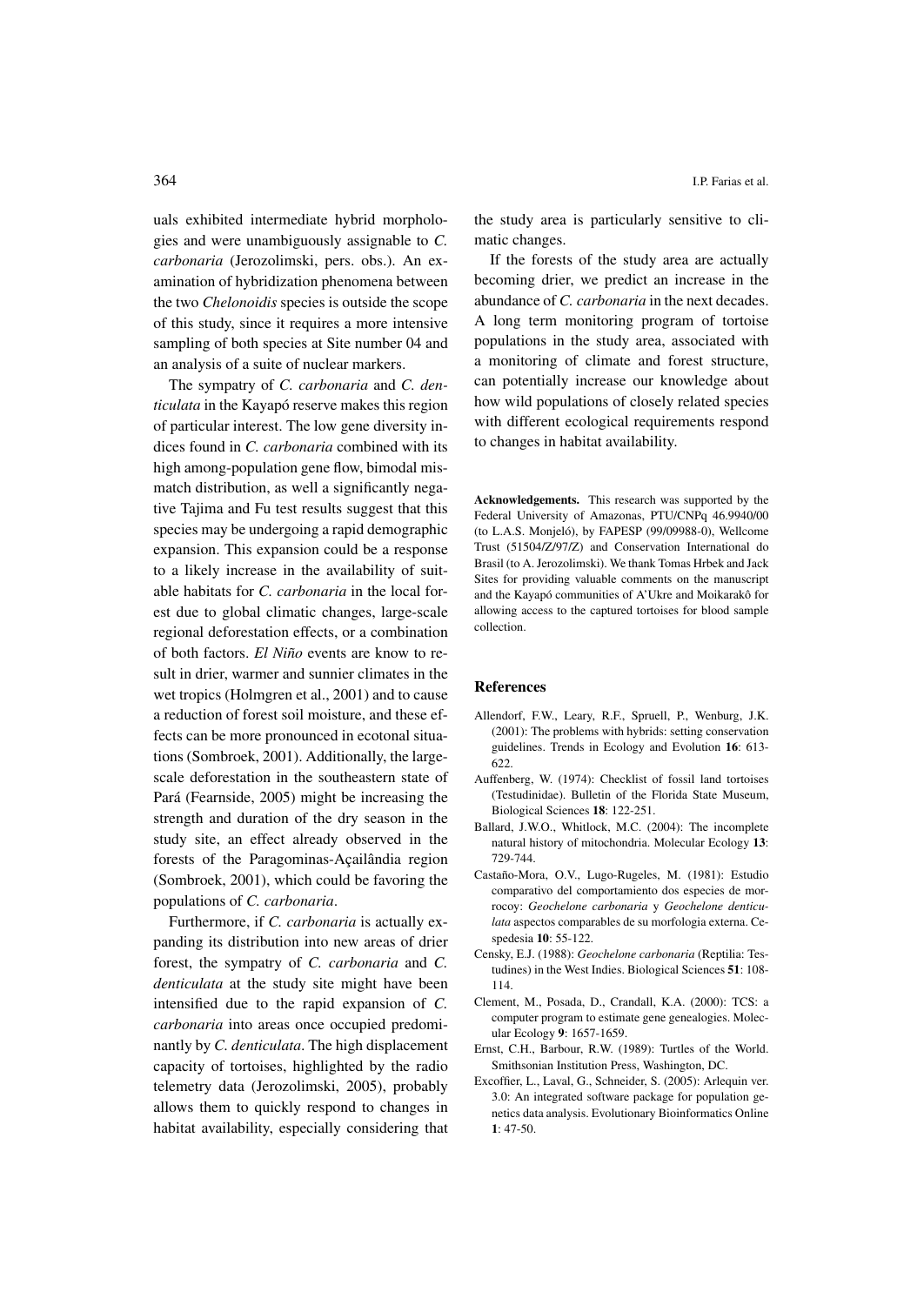uals exhibited intermediate hybrid morphologies and were unambiguously assignable to *C. carbonaria* (Jerozolimski, pers. obs.). An examination of hybridization phenomena between the two *Chelonoidis* species is outside the scope of this study, since it requires a more intensive sampling of both species at Site number 04 and an analysis of a suite of nuclear markers.

The sympatry of *C. carbonaria* and *C. denticulata* in the Kayapó reserve makes this region of particular interest. The low gene diversity indices found in *C. carbonaria* combined with its high among-population gene flow, bimodal mismatch distribution, as well a significantly negative Tajima and Fu test results suggest that this species may be undergoing a rapid demographic expansion. This expansion could be a response to a likely increase in the availability of suitable habitats for *C. carbonaria* in the local forest due to global climatic changes, large-scale regional deforestation effects, or a combination of both factors. *El Niño* events are know to result in drier, warmer and sunnier climates in the wet tropics (Holmgren et al., 2001) and to cause a reduction of forest soil moisture, and these effects can be more pronounced in ecotonal situations (Sombroek, 2001). Additionally, the large-scale deforestation in the southeastern state of Pará (Fearnside, 2005) might be increasing the strength and duration of the dry season in the study site, an effect already observed in the forests of the Paragominas-Açailândia region (Sombroek, 2001), which could be favoring the populations of *C. carbonaria*.

Furthermore, if *C. carbonaria* is actually expanding its distribution into new areas of drier forest, the sympatry of *C. carbonaria* and *C. denticulata* at the study site might have been intensified due to the rapid expansion of *C. carbonaria* into areas once occupied predominantly by *C. denticulata*. The high displacement capacity of tortoises, highlighted by the radio telemetry data (Jerozolimski, 2005), probably allows them to quickly respond to changes in habitat availability, especially considering that the study area is particularly sensitive to climatic changes.

If the forests of the study area are actually becoming drier, we predict an increase in the abundance of *C. carbonaria* in the next decades. A long term monitoring program of tortoise populations in the study area, associated with a monitoring of climate and forest structure, can potentially increase our knowledge about how wild populations of closely related species with different ecological requirements respond to changes in habitat availability.

**Acknowledgements.** This research was supported by the Federal University of Amazonas, PTU/CNPq 46.9940/00 (to L.A.S. Monjeló), by FAPESP (99/09988-0), Wellcome Trust (51504/Z/97/Z) and Conservation International do Brasil (to A. Jerozolimski). We thank Tomas Hrbek and Jack Sites for providing valuable comments on the manuscript and the Kayapó communities of A'Ukre and Moikarakô for allowing access to the captured tortoises for blood sample collection.

## References

Allendorf, F.W., Leary, R.F., Spruell, P., Wenburg, J.K. (2001): The problems with hybrids: setting conservation guidelines. Trends in Ecology and Evolution **16**: 613-622.

Auffenberg, W. (1974): Checklist of fossil land tortoises (Testudinidae). Bulletin of the Florida State Museum, Biological Sciences **18**: 122-251.

Ballard, J.W.O., Whitlock, M.C. (2004): The incomplete natural history of mitochondria. Molecular Ecology **13**: 729-744.

Castaño-Mora, O.V., Lugo-Rugeles, M. (1981): Estudio comparativo del comportamiento dos especies de morrocoy: *Geochelone carbonaria* y *Geochelone denticulata* aspectos comparables de su morfologia externa. Cespedesia **10**: 55-122.

Censky, E.J. (1988): *Geochelone carbonaria* (Reptilia: Testudines) in the West Indies. Biological Sciences **51**: 108-114.

Clement, M., Posada, D., Crandall, K.A. (2000): TCS: a computer program to estimate gene genealogies. Molecular Ecology **9**: 1657-1659.

Ernst, C.H., Barbour, R.W. (1989): Turtles of the World. Smithsonian Institution Press, Washington, DC.

Excoffier, L., Laval, G., Schneider, S. (2005): Arlequin ver. 3.0: An integrated software package for population genetics data analysis. Evolutionary Bioinformatics Online **1**: 47-50.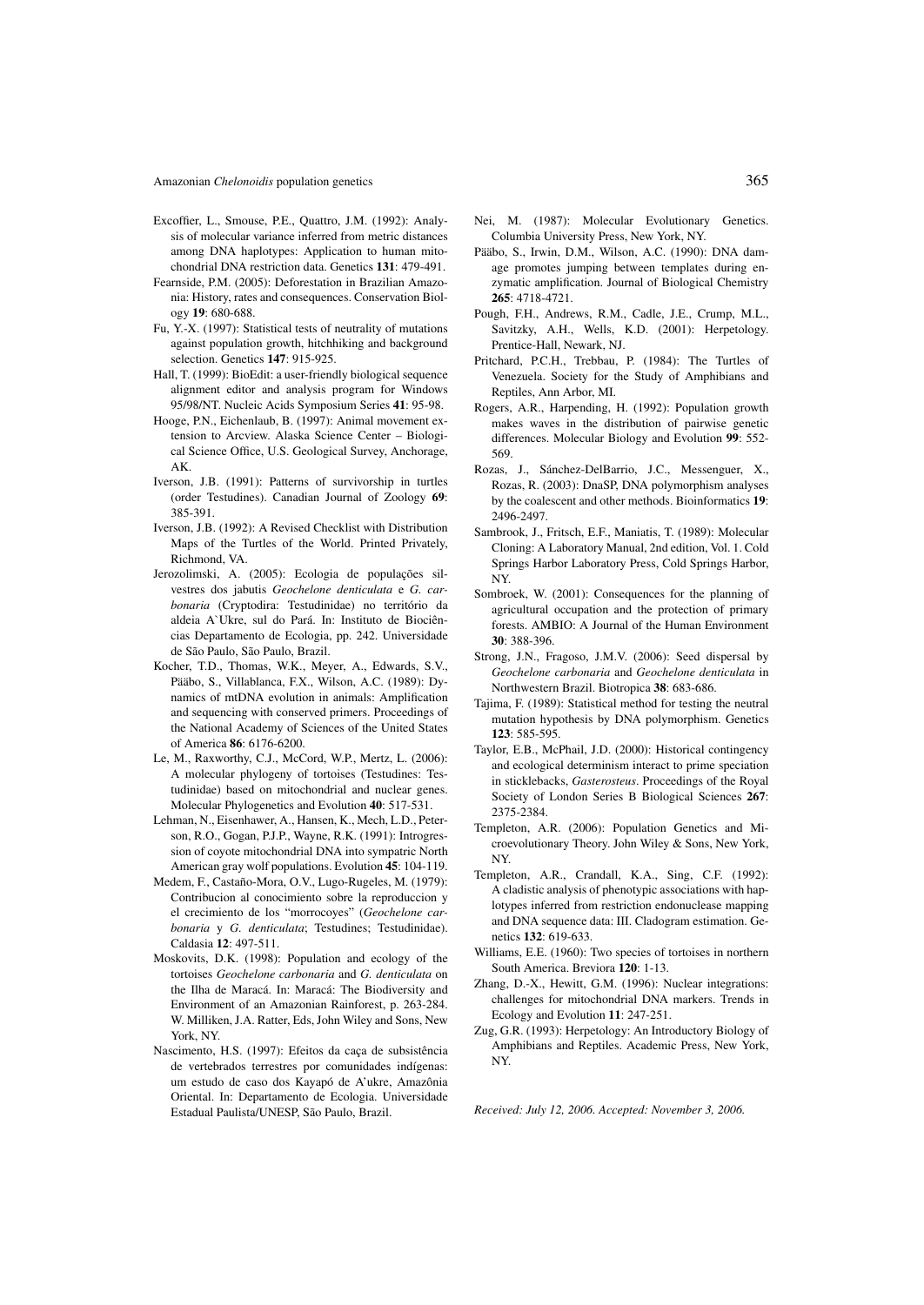Excoffier, L., Smouse, P.E., Quattro, J.M. (1992): Analysis of molecular variance inferred from metric distances among DNA haplotypes: Application to human mitochondrial DNA restriction data. Genetics **131**: 479-491.

Fearnside, P.M. (2005): Deforestation in Brazilian Amazonia: History, rates and consequences. Conservation Biology **19**: 680-688.

Fu, Y.-X. (1997): Statistical tests of neutrality of mutations against population growth, hitchhiking and background selection. Genetics **147**: 915-925.

Hall, T. (1999): BioEdit: a user-friendly biological sequence alignment editor and analysis program for Windows 95/98/NT. Nucleic Acids Symposium Series **41**: 95-98.

Hooge, P.N., Eichenlaub, B. (1997): Animal movement extension to Arcview. Alaska Science Center – Biological Science Office, U.S. Geological Survey, Anchorage, AK.

Iverson, J.B. (1991): Patterns of survivorship in turtles (order Testudines). Canadian Journal of Zoology **69**: 385-391.

Iverson, J.B. (1992): A Revised Checklist with Distribution Maps of the Turtles of the World. Printed Privately, Richmond, VA.

Jerozolimski, A. (2005): Ecologia de populações silvestres dos jabutis *Geochelone denticulata* e *G. carbonaria* (Cryptodira: Testudinidae) no território da aldeia A`Ukre, sul do Pará. In: Instituto de Biociências Departamento de Ecologia, pp. 242. Universidade de São Paulo, São Paulo, Brazil.

Kocher, T.D., Thomas, W.K., Meyer, A., Edwards, S.V., Pääbo, S., Villablanca, F.X., Wilson, A.C. (1989): Dynamics of mtDNA evolution in animals: Amplification and sequencing with conserved primers. Proceedings of the National Academy of Sciences of the United States of America **86**: 6176-6200.

Le, M., Raxworthy, C.J., McCord, W.P., Mertz, L. (2006): A molecular phylogeny of tortoises (Testudines: Testudinidae) based on mitochondrial and nuclear genes. Molecular Phylogenetics and Evolution **40**: 517-531.

Lehman, N., Eisenhawer, A., Hansen, K., Mech, L.D., Peterson, R.O., Gogan, P.J.P., Wayne, R.K. (1991): Introgression of coyote mitochondrial DNA into sympatric North American gray wolf populations. Evolution **45**: 104-119.

Medem, F., Castaño-Mora, O.V., Lugo-Rugeles, M. (1979): Contribucion al conocimiento sobre la reproduccion y el crecimiento de los "morrocoyes" (*Geochelone carbonaria* y *G. denticulata*; Testudines; Testudinidae). Caldasia **12**: 497-511.

Moskovits, D.K. (1998): Population and ecology of the tortoises *Geochelone carbonaria* and *G. denticulata* on the Ilha de Maracá. In: Maracá: The Biodiversity and Environment of an Amazonian Rainforest, p. 263-284. W. Milliken, J.A. Ratter, Eds, John Wiley and Sons, New York, NY.

Nascimento, H.S. (1997): Efeitos da caça de subsistência de vertebrados terrestres por comunidades indígenas: um estudo de caso dos Kayapó de A'ukre, Amazônia Oriental. In: Departamento de Ecologia. Universidade Estadual Paulista/UNESP, São Paulo, Brazil.

Nei, M. (1987): Molecular Evolutionary Genetics. Columbia University Press, New York, NY.

Pääbo, S., Irwin, D.M., Wilson, A.C. (1990): DNA damage promotes jumping between templates during enzymatic amplification. Journal of Biological Chemistry **265**: 4718-4721.

Pough, F.H., Andrews, R.M., Cadle, J.E., Crump, M.L., Savitzky, A.H., Wells, K.D. (2001): Herpetology. Prentice-Hall, Newark, NJ.

Pritchard, P.C.H., Trebbau, P. (1984): The Turtles of Venezuela. Society for the Study of Amphibians and Reptiles, Ann Arbor, MI.

Rogers, A.R., Harpending, H. (1992): Population growth makes waves in the distribution of pairwise genetic differences. Molecular Biology and Evolution **99**: 552-569.

Rozas, J., Sánchez-DelBarrio, J.C., Messenguer, X., Rozas, R. (2003): DnaSP, DNA polymorphism analyses by the coalescent and other methods. Bioinformatics **19**: 2496-2497.

Sambrook, J., Fritsch, E.F., Maniatis, T. (1989): Molecular Cloning: A Laboratory Manual, 2nd edition, Vol. 1. Cold Springs Harbor Laboratory Press, Cold Springs Harbor, NY.

Sombroek, W. (2001): Consequences for the planning of agricultural occupation and the protection of primary forests. AMBIO: A Journal of the Human Environment **30**: 388-396.

Strong, J.N., Fragoso, J.M.V. (2006): Seed dispersal by *Geochelone carbonaria* and *Geochelone denticulata* in Northwestern Brazil. Biotropica **38**: 683-686.

Tajima, F. (1989): Statistical method for testing the neutral mutation hypothesis by DNA polymorphism. Genetics **123**: 585-595.

Taylor, E.B., McPhail, J.D. (2000): Historical contingency and ecological determinism interact to prime speciation in sticklebacks, *Gasterosteus*. Proceedings of the Royal Society of London Series B Biological Sciences **267**: 2375-2384.

Templeton, A.R. (2006): Population Genetics and Microevolutionary Theory. John Wiley & Sons, New York, NY.

Templeton, A.R., Crandall, K.A., Sing, C.F. (1992): A cladistic analysis of phenotypic associations with haplotypes inferred from restriction endonuclease mapping and DNA sequence data: III. Cladogram estimation. Genetics **132**: 619-633.

Williams, E.E. (1960): Two species of tortoises in northern South America. Breviora **120**: 1-13.

Zhang, D.-X., Hewitt, G.M. (1996): Nuclear integrations: challenges for mitochondrial DNA markers. Trends in Ecology and Evolution **11**: 247-251.

Zug, G.R. (1993): Herpetology: An Introductory Biology of Amphibians and Reptiles. Academic Press, New York, NY.

*Received: July 12, 2006. Accepted: November 3, 2006.*